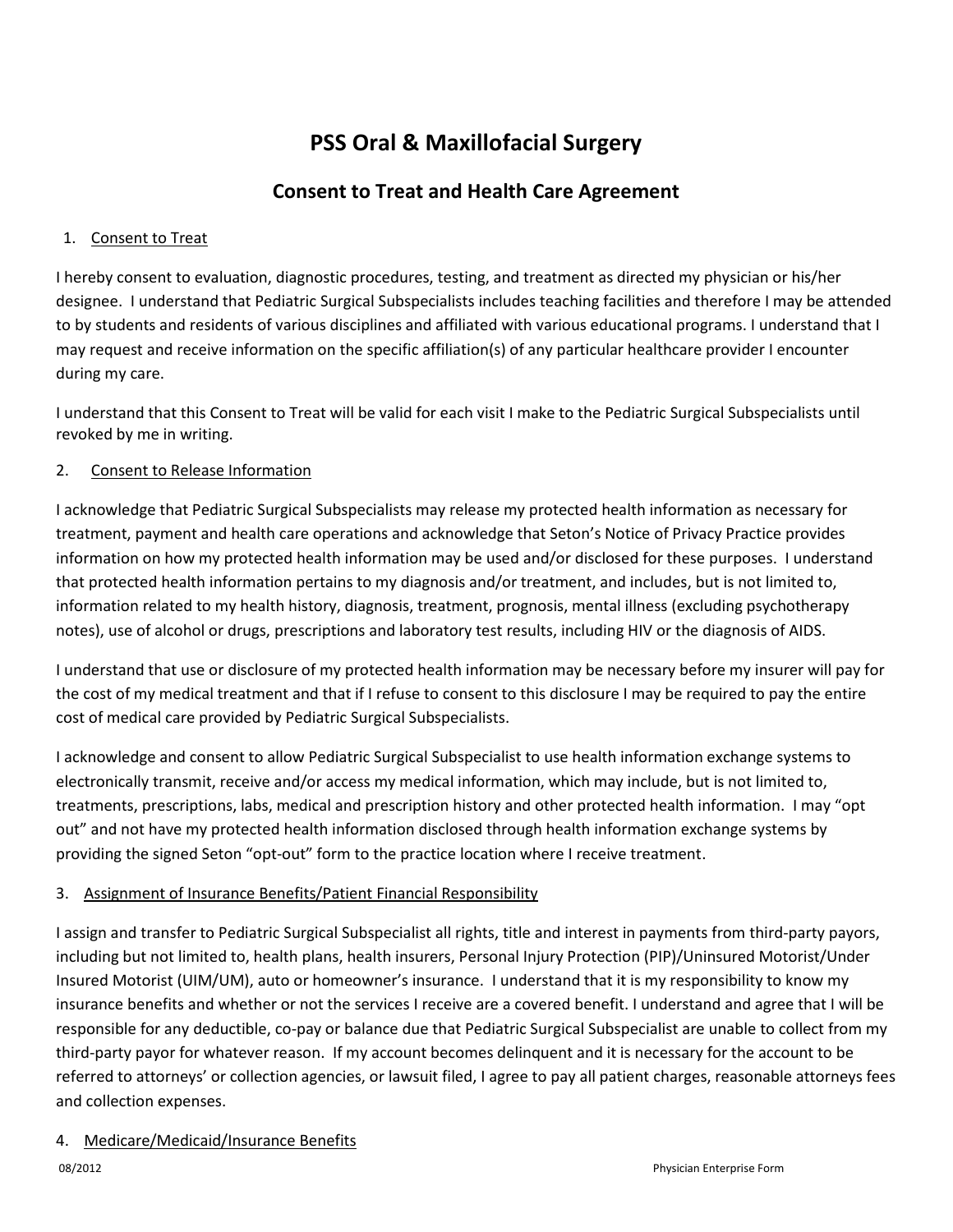# PSS Oral & Maxillofacial Surgery

## Consent to Treat and Health Care Agreement

1. Consent to Treat

I hereby consent to evaluation, diagnostic procedures, testing, and treatment as directed my physician or his/her designee. I understand that Pediatric Surgical Subspecialists includes teaching facilities and therefore I may be attended to by students and residents of various disciplines and affiliated with various educational programs. I understand that I may request and receive information on the specific affiliation(s) of any particular healthcare provider I encounter during my care.

I understand that this Consent to Treat will be valid for each visit I make to the Pediatric Surgical Subspecialists until revoked by me in writing.

2. Consent to Release Information

I acknowledge that Pediatric Surgical Subspecialists may release my protected health information as necessary for treatment, payment and health care operations and acknowledge that Seton's Notice of Privacy Practice provides information on how my protected health information may be used and/or disclosed for these purposes. I understand that protected health information pertains to my diagnosis and/or treatment, and includes, but is not limited to, information related to my health history, diagnosis, treatment, prognosis, mental illness (excluding psychotherapy notes), use of alcohol or drugs, prescriptions and laboratory test results, including HIV or the diagnosis of AIDS.

I understand that use or disclosure of my protected health information may be necessary before my insurer will pay for the cost of my medical treatment and that if I refuse to consent to this disclosure I may be required to pay the entire cost of medical care provided by Pediatric Surgical Subspecialists.

I acknowledge and consent to allow Pediatric Surgical Subspecialist to use health information exchange systems to electronically transmit, receive and/or access my medical information, which may include, but is not limited to, treatments, prescriptions, labs, medical and prescription history and other protected health information. I may "opt out" and not have my protected health information disclosed through health information exchange systems by providing the signed Seton "opt-out" form to the practice location where I receive treatment.

3. Assignment of Insurance Benefits/Patient Financial Responsibility

I assign and transfer to Pediatric Surgical Subspecialist all rights, title and interest in payments from third-party payors, including but not limited to, health plans, health insurers, Personal Injury Protection (PIP)/Uninsured Motorist/Under Insured Motorist (UIM/UM), auto or homeowner's insurance. I understand that it is my responsibility to know my insurance benefits and whether or not the services I receive are a covered benefit. I understand and agree that I will be responsible for any deductible, co-pay or balance due that Pediatric Surgical Subspecialist are unable to collect from my third-party payor for whatever reason. If my account becomes delinquent and it is necessary for the account to be referred to attorneys' or collection agencies, or lawsuit filed, I agree to pay all patient charges, reasonable attorneys fees and collection expenses.

4. Medicare/Medicaid/Insurance Benefits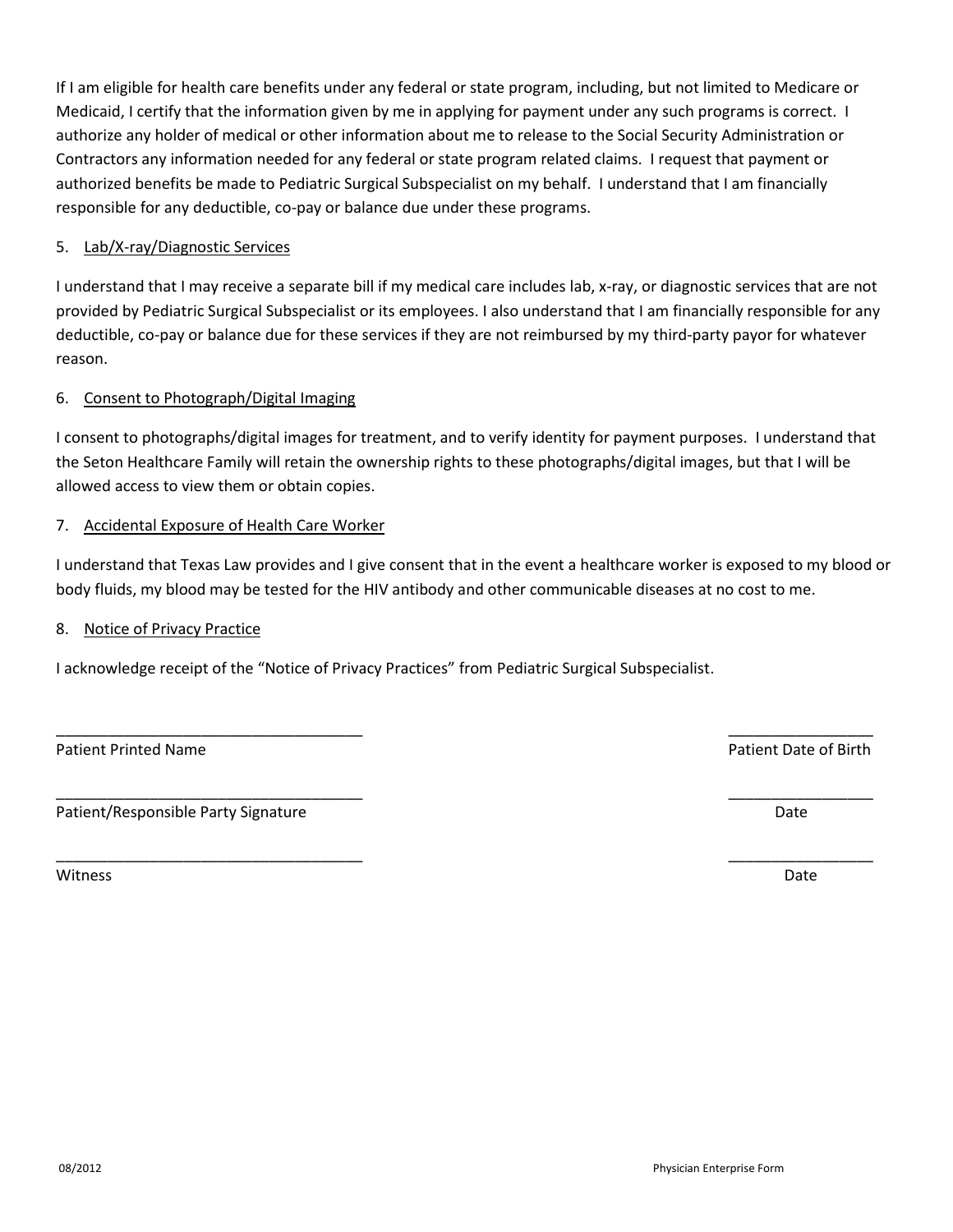If I am eligible for health care benefits under any federal or state program, including, but not limited to Medicare or Medicaid, I certify that the information given by me in applying for payment under any such programs is correct. I authorize any holder of medical or other information about me to release to the Social Security Administration or Contractors any information needed for any federal or state program related claims. I request that payment or authorized benefits be made to Pediatric Surgical Subspecialist on my behalf. I understand that I am financially responsible for any deductible, co-pay or balance due under these programs.

5. <u>Lab/X-ray/Diagnostic Services</u>

I understand that I may receive a separate bill if my medical care includes lab, x-ray, or diagnostic services that are not provided by Pediatric Surgical Subspecialist or its employees. I also understand that I am financially responsible for any deductible, co-pay or balance due for these services if they are not reimbursed by my third-party payor for whatever reason.

6. <u>Consent to Photograph/Digital Imaging</u>

I consent to photographs/digital images for treatment, and to verify identity for payment purposes. I understand that the Seton Healthcare Family will retain the ownership rights to these photographs/digital images, but that I will be allowed access to view them or obtain copies.

7. <u>Accidental Exposure of Health Care Worker</u>

I understand that Texas Law provides and I give consent that in the event a healthcare worker is exposed to my blood or body fluids, my blood may be tested for the HIV antibody and other communicable diseases at no cost to me.

8. <u>Notice of Privacy Practice</u>

I acknowledge receipt of the "Notice of Privacy Practices" from Pediatric Surgical Subspecialist.

\_\_\_\_\_\_\_\_\_\_\_\_\_\_\_\_\_\_\_\_\_\_\_\_\_\_\_\_\_\_\_\_\_\_\_\_ \_\_\_\_\_\_\_\_\_\_\_\_\_\_\_\_\_
Patient Printed Name Patient Date of Birth

\_\_\_\_\_\_\_\_\_\_\_\_\_\_\_\_\_\_\_\_\_\_\_\_\_\_\_\_\_\_\_\_\_\_\_\_ \_\_\_\_\_\_\_\_\_\_\_\_\_\_\_\_\_
Patient/Responsible Party Signature Date

\_\_\_\_\_\_\_\_\_\_\_\_\_\_\_\_\_\_\_\_\_\_\_\_\_\_\_\_\_\_\_\_\_\_\_\_ \_\_\_\_\_\_\_\_\_\_\_\_\_\_\_\_\_
Witness Date

08/2012 Physician Enterprise Form